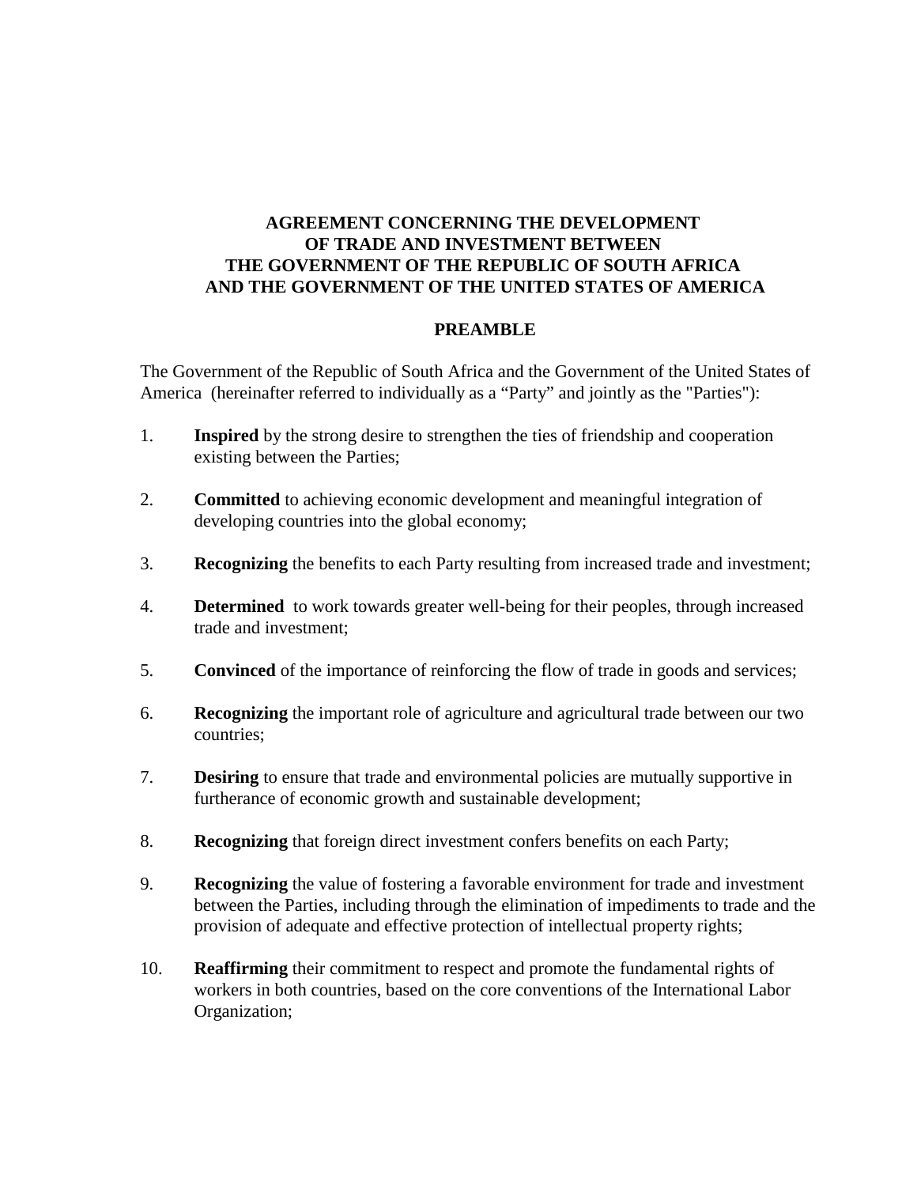# AGREEMENT CONCERNING THE DEVELOPMENT OF TRADE AND INVESTMENT BETWEEN THE GOVERNMENT OF THE REPUBLIC OF SOUTH AFRICA AND THE GOVERNMENT OF THE UNITED STATES OF AMERICA

## PREAMBLE

The Government of the Republic of South Africa and the Government of the United States of America (hereinafter referred to individually as a “Party” and jointly as the "Parties"):

1. **Inspired** by the strong desire to strengthen the ties of friendship and cooperation existing between the Parties;

2. **Committed** to achieving economic development and meaningful integration of developing countries into the global economy;

3. **Recognizing** the benefits to each Party resulting from increased trade and investment;

4. **Determined** to work towards greater well-being for their peoples, through increased trade and investment;

5. **Convinced** of the importance of reinforcing the flow of trade in goods and services;

6. **Recognizing** the important role of agriculture and agricultural trade between our two countries;

7. **Desiring** to ensure that trade and environmental policies are mutually supportive in furtherance of economic growth and sustainable development;

8. **Recognizing** that foreign direct investment confers benefits on each Party;

9. **Recognizing** the value of fostering a favorable environment for trade and investment between the Parties, including through the elimination of impediments to trade and the provision of adequate and effective protection of intellectual property rights;

10. **Reaffirming** their commitment to respect and promote the fundamental rights of workers in both countries, based on the core conventions of the International Labor Organization;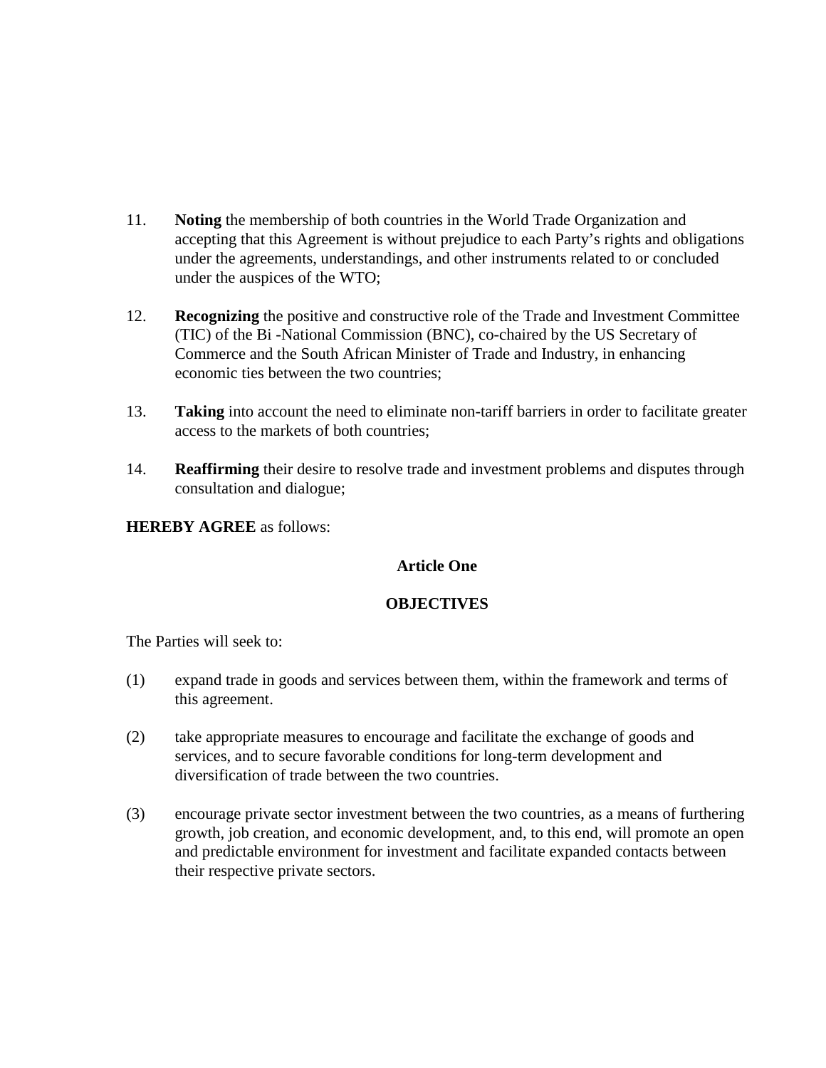11. **Noting** the membership of both countries in the World Trade Organization and accepting that this Agreement is without prejudice to each Party's rights and obligations under the agreements, understandings, and other instruments related to or concluded under the auspices of the WTO;

12. **Recognizing** the positive and constructive role of the Trade and Investment Committee (TIC) of the Bi -National Commission (BNC), co-chaired by the US Secretary of Commerce and the South African Minister of Trade and Industry, in enhancing economic ties between the two countries;

13. **Taking** into account the need to eliminate non-tariff barriers in order to facilitate greater access to the markets of both countries;

14. **Reaffirming** their desire to resolve trade and investment problems and disputes through consultation and dialogue;

**HEREBY AGREE** as follows:

## Article One

## OBJECTIVES

The Parties will seek to:

(1) expand trade in goods and services between them, within the framework and terms of this agreement.

(2) take appropriate measures to encourage and facilitate the exchange of goods and services, and to secure favorable conditions for long-term development and diversification of trade between the two countries.

(3) encourage private sector investment between the two countries, as a means of furthering growth, job creation, and economic development, and, to this end, will promote an open and predictable environment for investment and facilitate expanded contacts between their respective private sectors.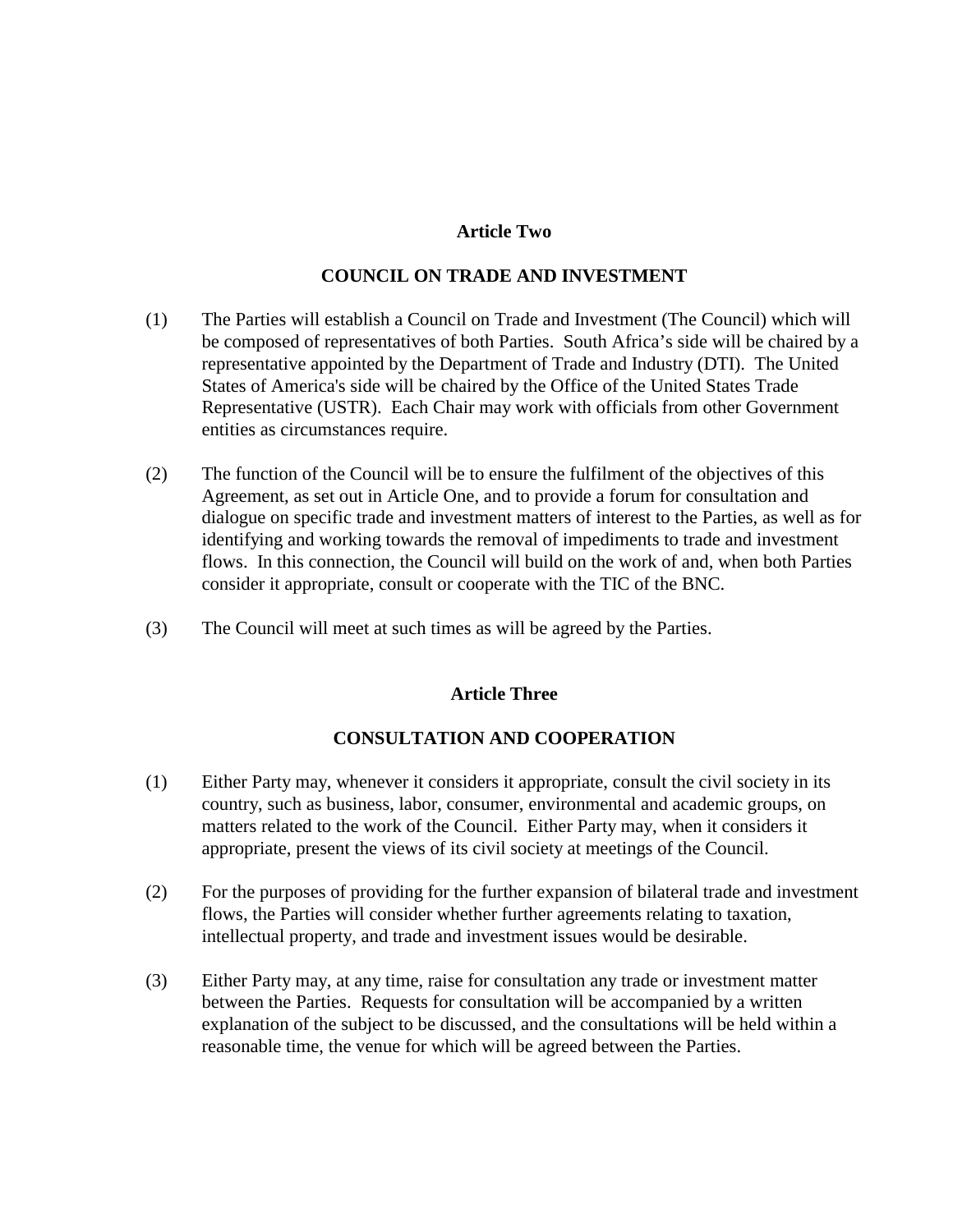## Article Two

## COUNCIL ON TRADE AND INVESTMENT

(1) The Parties will establish a Council on Trade and Investment (The Council) which will be composed of representatives of both Parties. South Africa's side will be chaired by a representative appointed by the Department of Trade and Industry (DTI). The United States of America's side will be chaired by the Office of the United States Trade Representative (USTR). Each Chair may work with officials from other Government entities as circumstances require.

(2) The function of the Council will be to ensure the fulfilment of the objectives of this Agreement, as set out in Article One, and to provide a forum for consultation and dialogue on specific trade and investment matters of interest to the Parties, as well as for identifying and working towards the removal of impediments to trade and investment flows. In this connection, the Council will build on the work of and, when both Parties consider it appropriate, consult or cooperate with the TIC of the BNC.

(3) The Council will meet at such times as will be agreed by the Parties.

## Article Three

## CONSULTATION AND COOPERATION

(1) Either Party may, whenever it considers it appropriate, consult the civil society in its country, such as business, labor, consumer, environmental and academic groups, on matters related to the work of the Council. Either Party may, when it considers it appropriate, present the views of its civil society at meetings of the Council.

(2) For the purposes of providing for the further expansion of bilateral trade and investment flows, the Parties will consider whether further agreements relating to taxation, intellectual property, and trade and investment issues would be desirable.

(3) Either Party may, at any time, raise for consultation any trade or investment matter between the Parties. Requests for consultation will be accompanied by a written explanation of the subject to be discussed, and the consultations will be held within a reasonable time, the venue for which will be agreed between the Parties.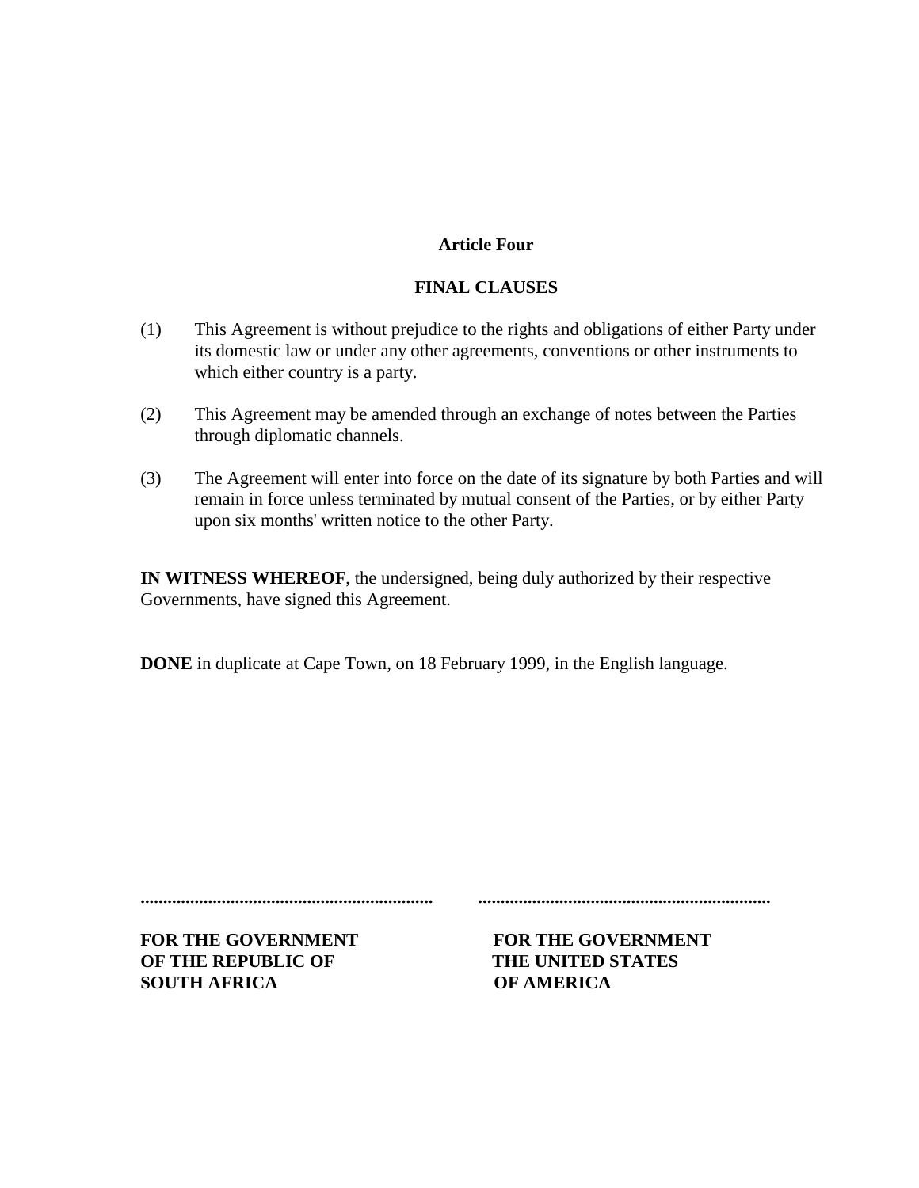## Article Four

## FINAL CLAUSES

(1) This Agreement is without prejudice to the rights and obligations of either Party under its domestic law or under any other agreements, conventions or other instruments to which either country is a party.

(2) This Agreement may be amended through an exchange of notes between the Parties through diplomatic channels.

(3) The Agreement will enter into force on the date of its signature by both Parties and will remain in force unless terminated by mutual consent of the Parties, or by either Party upon six months' written notice to the other Party.

**IN WITNESS WHEREOF**, the undersigned, being duly authorized by their respective Governments, have signed this Agreement.

**DONE** in duplicate at Cape Town, on 18 February 1999, in the English language.

| | |
|---|---|
| **.................................................................** | **.................................................................** |
| **FOR THE GOVERNMENT OF THE REPUBLIC OF SOUTH AFRICA** | **FOR THE GOVERNMENT THE UNITED STATES OF AMERICA** |